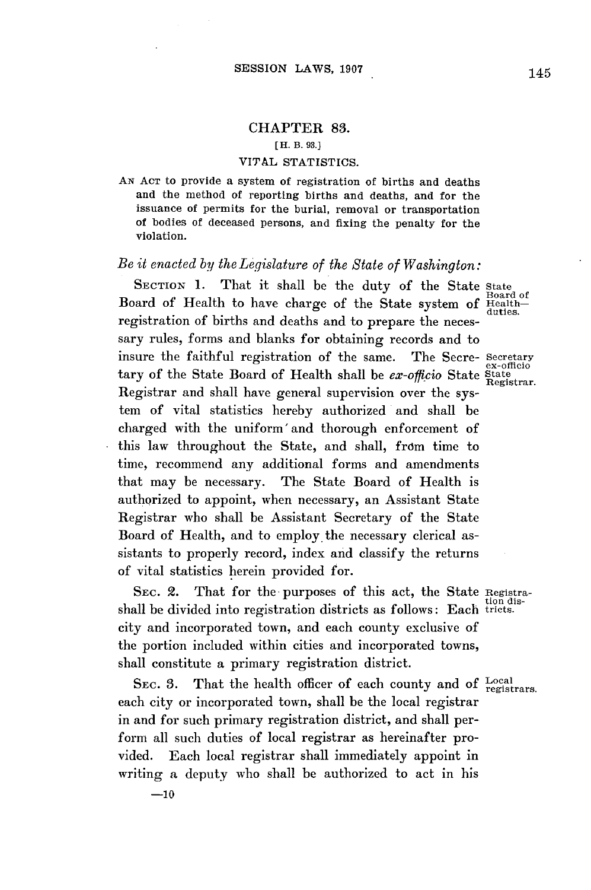## CHAPTER 83.

[H. B. 93.]

### VITAL STATISTICS.

AN ACT to provide a system of registration of births and deaths and the method of reporting births and deaths, and for the issuance of permits for the burial, removal or transportation of bodies of deceased persons, and fixing the penalty for the violation.

*Be it enacted by the Legislature of the State of Washington:*

SECTION 1. That it shall be the duty of the State Board of Health to have charge of the State system of registration of births and deaths and to prepare the necessary rules, forms and blanks for obtaining records and to insure the faithful registration of the same. The Secretary of the State Board of Health shall be *ex-officio* State Registrar and shall have general supervision over the system of vital statistics hereby authorized and shall be charged with the uniform and thorough enforcement of this law throughout the State, and shall, from time to time, recommend any additional forms and amendments that may be necessary. The State Board of Health is authorized to appoint, when necessary, an Assistant State Registrar who shall be Assistant Secretary of the State Board of Health, and to employ the necessary clerical assistants to properly record, index and classify the returns of vital statistics herein provided for.

*State Board of Health—duties.*

*Secretary ex-officio State Registrar.*

SEC. 2. That for the purposes of this act, the State shall be divided into registration districts as follows: Each city and incorporated town, and each county exclusive of the portion included within cities and incorporated towns, shall constitute a primary registration district.

*Registration districts.*

SEC. 3. That the health officer of each county and of each city or incorporated town, shall be the local registrar in and for such primary registration district, and shall perform all such duties of local registrar as hereinafter provided. Each local registrar shall immediately appoint in writing a deputy who shall be authorized to act in his

*Local registrars.*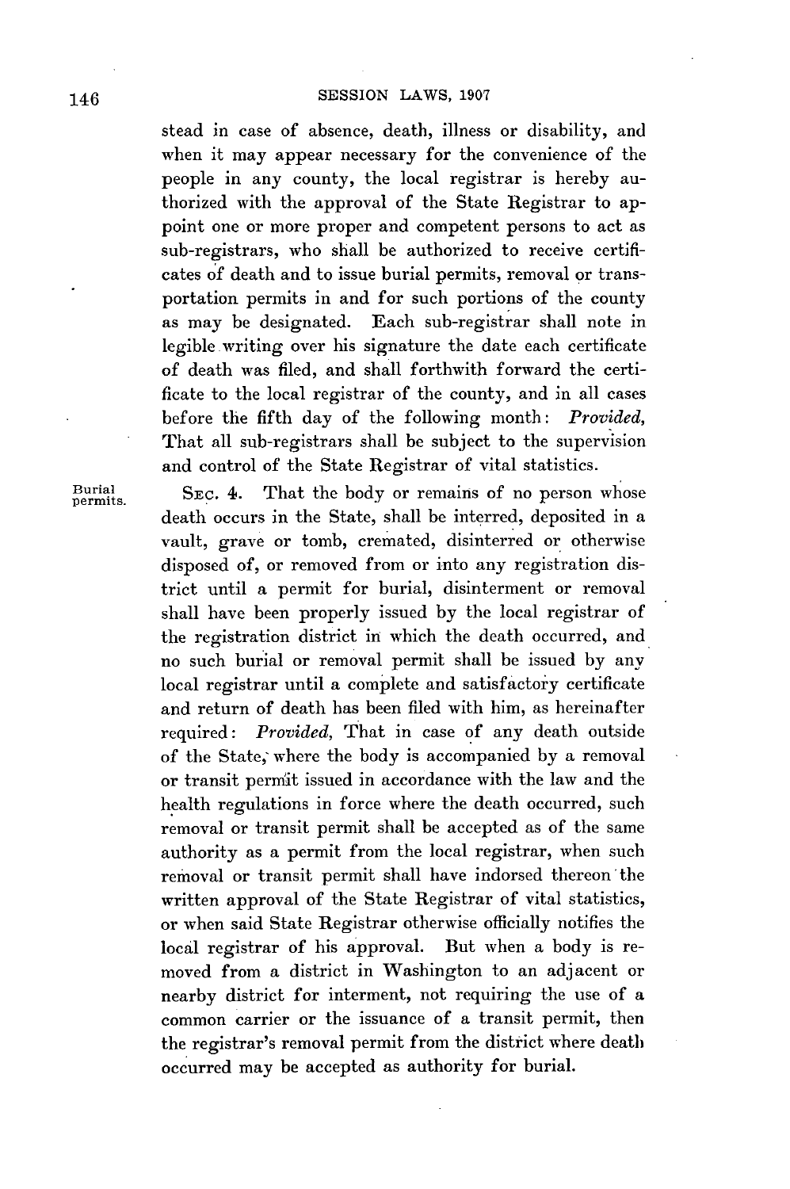stead in case of absence, death, illness or disability, and when it may appear necessary for the convenience of the people in any county, the local registrar is hereby authorized with the approval of the State Registrar to appoint one or more proper and competent persons to act as sub-registrars, who shall be authorized to receive certificates of death and to issue burial permits, removal or transportation permits in and for such portions of the county as may be designated. Each sub-registrar shall note in legible writing over his signature the date each certificate of death was filed, and shall forthwith forward the certificate to the local registrar of the county, and in all cases before the fifth day of the following month: *Provided,* That all sub-registrars shall be subject to the supervision and control of the State Registrar of vital statistics.

Burial permits.

SEC. 4. That the body or remains of no person whose death occurs in the State, shall be interred, deposited in a vault, grave or tomb, cremated, disinterred or otherwise disposed of, or removed from or into any registration district until a permit for burial, disinterment or removal shall have been properly issued by the local registrar of the registration district in which the death occurred, and no such burial or removal permit shall be issued by any local registrar until a complete and satisfactory certificate and return of death has been filed with him, as hereinafter required: *Provided,* That in case of any death outside of the State, where the body is accompanied by a removal or transit permit issued in accordance with the law and the health regulations in force where the death occurred, such removal or transit permit shall be accepted as of the same authority as a permit from the local registrar, when such removal or transit permit shall have indorsed thereon the written approval of the State Registrar of vital statistics, or when said State Registrar otherwise officially notifies the local registrar of his approval. But when a body is removed from a district in Washington to an adjacent or nearby district for interment, not requiring the use of a common carrier or the issuance of a transit permit, then the registrar's removal permit from the district where death occurred may be accepted as authority for burial.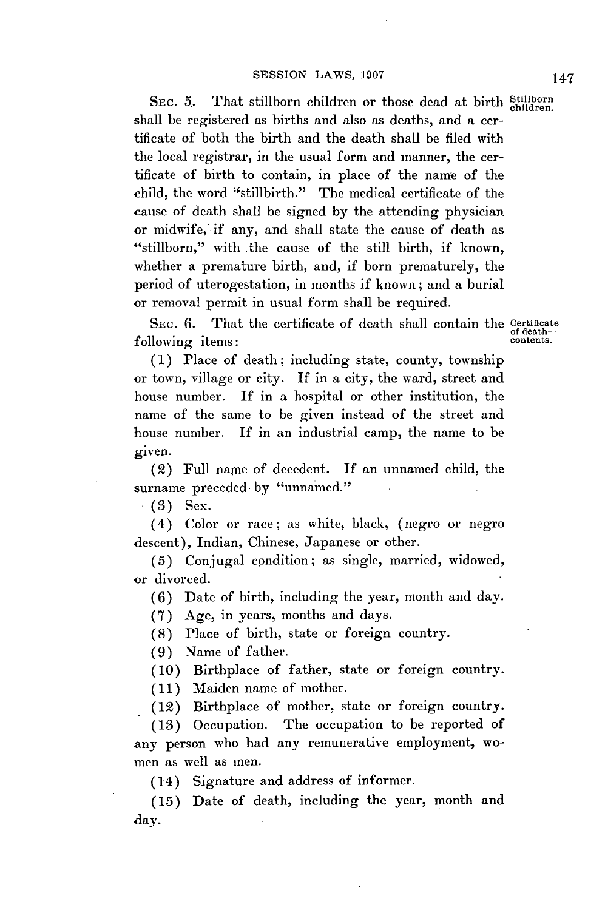SEC. 5. That stillborn children or those dead at birth shall be registered as births and also as deaths, and a certificate of both the birth and the death shall be filed with the local registrar, in the usual form and manner, the certificate of birth to contain, in place of the name of the child, the word "stillbirth." The medical certificate of the cause of death shall be signed by the attending physician or midwife, if any, and shall state the cause of death as "stillborn," with the cause of the still birth, if known, whether a premature birth, and, if born prematurely, the period of uterogestation, in months if known; and a burial or removal permit in usual form shall be required.

Stillborn children.

SEC. 6. That the certificate of death shall contain the following items:

Certificate of death—contents.

(1) Place of death; including state, county, township or town, village or city. If in a city, the ward, street and house number. If in a hospital or other institution, the name of the same to be given instead of the street and house number. If in an industrial camp, the name to be given.

(2) Full name of decedent. If an unnamed child, the surname preceded by "unnamed."

(3) Sex.

(4) Color or race; as white, black, (negro or negro descent), Indian, Chinese, Japanese or other.

(5) Conjugal condition; as single, married, widowed, or divorced.

(6) Date of birth, including the year, month and day.

(7) Age, in years, months and days.

(8) Place of birth, state or foreign country.

(9) Name of father.

(10) Birthplace of father, state or foreign country.

(11) Maiden name of mother.

(12) Birthplace of mother, state or foreign country.

(13) Occupation. The occupation to be reported of any person who had any remunerative employment, women as well as men.

(14) Signature and address of informer.

(15) Date of death, including the year, month and day.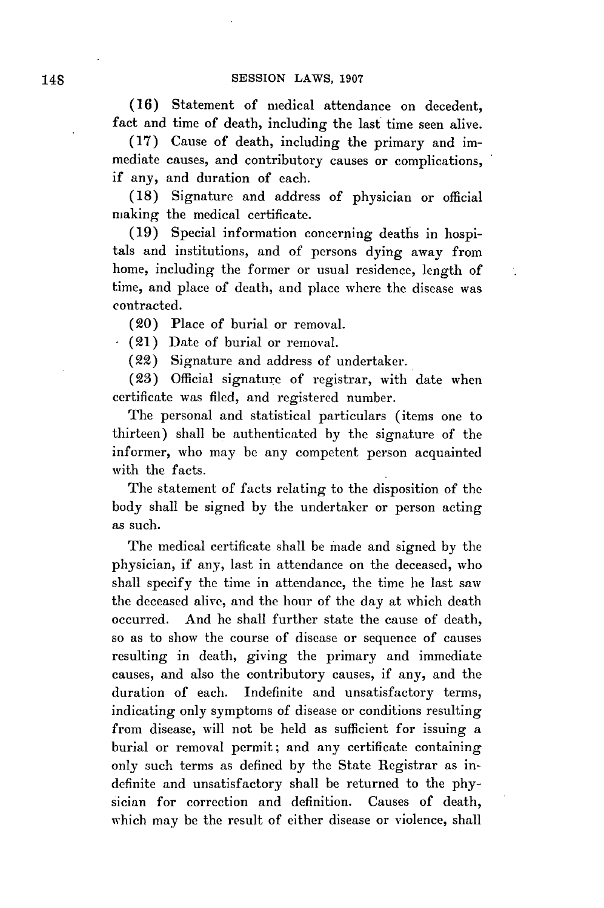(16) Statement of medical attendance on decedent, fact and time of death, including the last time seen alive.

(17) Cause of death, including the primary and immediate causes, and contributory causes or complications, if any, and duration of each.

(18) Signature and address of physician or official making the medical certificate.

(19) Special information concerning deaths in hospitals and institutions, and of persons dying away from home, including the former or usual residence, length of time, and place of death, and place where the disease was contracted.

(20) Place of burial or removal.

(21) Date of burial or removal.

(22) Signature and address of undertaker.

(23) Official signature of registrar, with date when certificate was filed, and registered number.

The personal and statistical particulars (items one to thirteen) shall be authenticated by the signature of the informer, who may be any competent person acquainted with the facts.

The statement of facts relating to the disposition of the body shall be signed by the undertaker or person acting as such.

The medical certificate shall be made and signed by the physician, if any, last in attendance on the deceased, who shall specify the time in attendance, the time he last saw the deceased alive, and the hour of the day at which death occurred. And he shall further state the cause of death, so as to show the course of disease or sequence of causes resulting in death, giving the primary and immediate causes, and also the contributory causes, if any, and the duration of each. Indefinite and unsatisfactory terms, indicating only symptoms of disease or conditions resulting from disease, will not be held as sufficient for issuing a burial or removal permit; and any certificate containing only such terms as defined by the State Registrar as indefinite and unsatisfactory shall be returned to the physician for correction and definition. Causes of death, which may be the result of either disease or violence, shall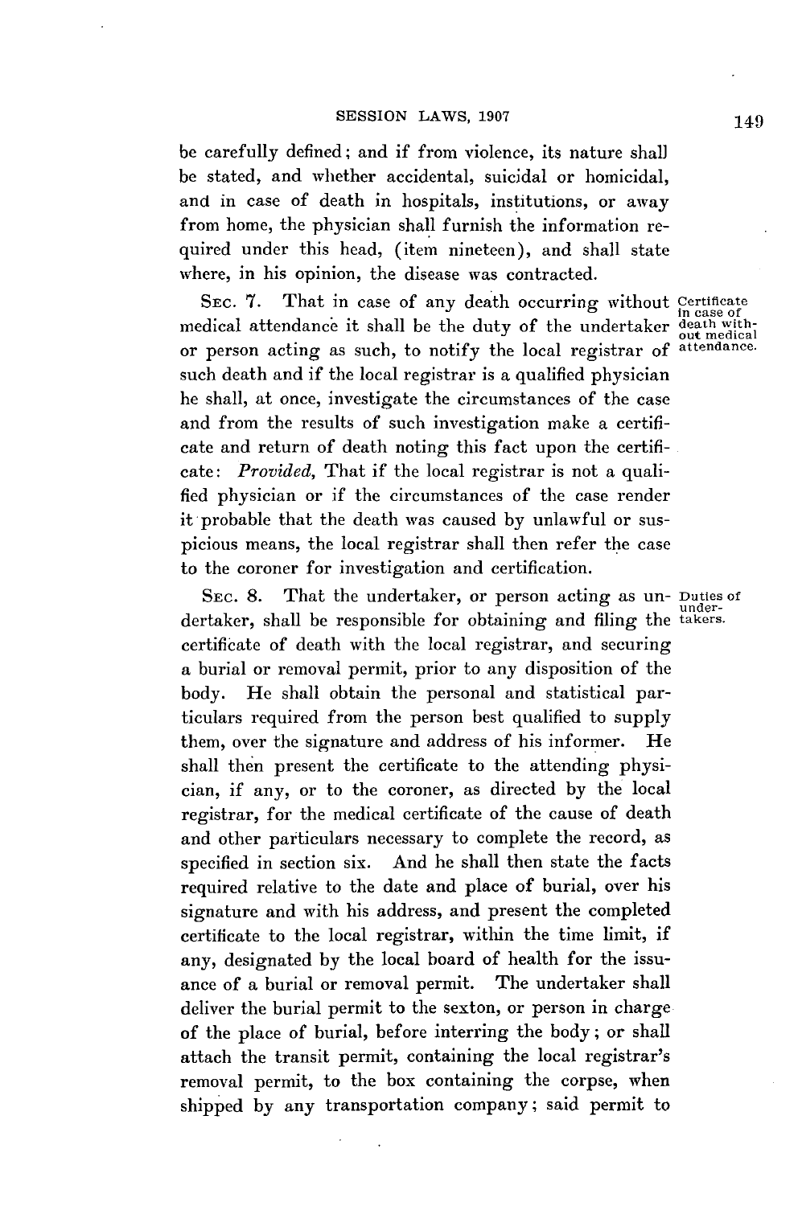be carefully defined; and if from violence, its nature shall be stated, and whether accidental, suicidal or homicidal, and in case of death in hospitals, institutions, or away from home, the physician shall furnish the information required under this head, (item nineteen), and shall state where, in his opinion, the disease was contracted.

Certificate in case of death without medical attendance.

SEC. 7. That in case of any death occurring without medical attendance it shall be the duty of the undertaker or person acting as such, to notify the local registrar of such death and if the local registrar is a qualified physician he shall, at once, investigate the circumstances of the case and from the results of such investigation make a certificate and return of death noting this fact upon the certificate: *Provided,* That if the local registrar is not a qualified physician or if the circumstances of the case render it probable that the death was caused by unlawful or suspicious means, the local registrar shall then refer the case to the coroner for investigation and certification.

Duties of undertakers.

SEC. 8. That the undertaker, or person acting as undertaker, shall be responsible for obtaining and filing the certificate of death with the local registrar, and securing a burial or removal permit, prior to any disposition of the body. He shall obtain the personal and statistical particulars required from the person best qualified to supply them, over the signature and address of his informer. He shall then present the certificate to the attending physician, if any, or to the coroner, as directed by the local registrar, for the medical certificate of the cause of death and other particulars necessary to complete the record, as specified in section six. And he shall then state the facts required relative to the date and place of burial, over his signature and with his address, and present the completed certificate to the local registrar, within the time limit, if any, designated by the local board of health for the issuance of a burial or removal permit. The undertaker shall deliver the burial permit to the sexton, or person in charge of the place of burial, before interring the body; or shall attach the transit permit, containing the local registrar's removal permit, to the box containing the corpse, when shipped by any transportation company; said permit to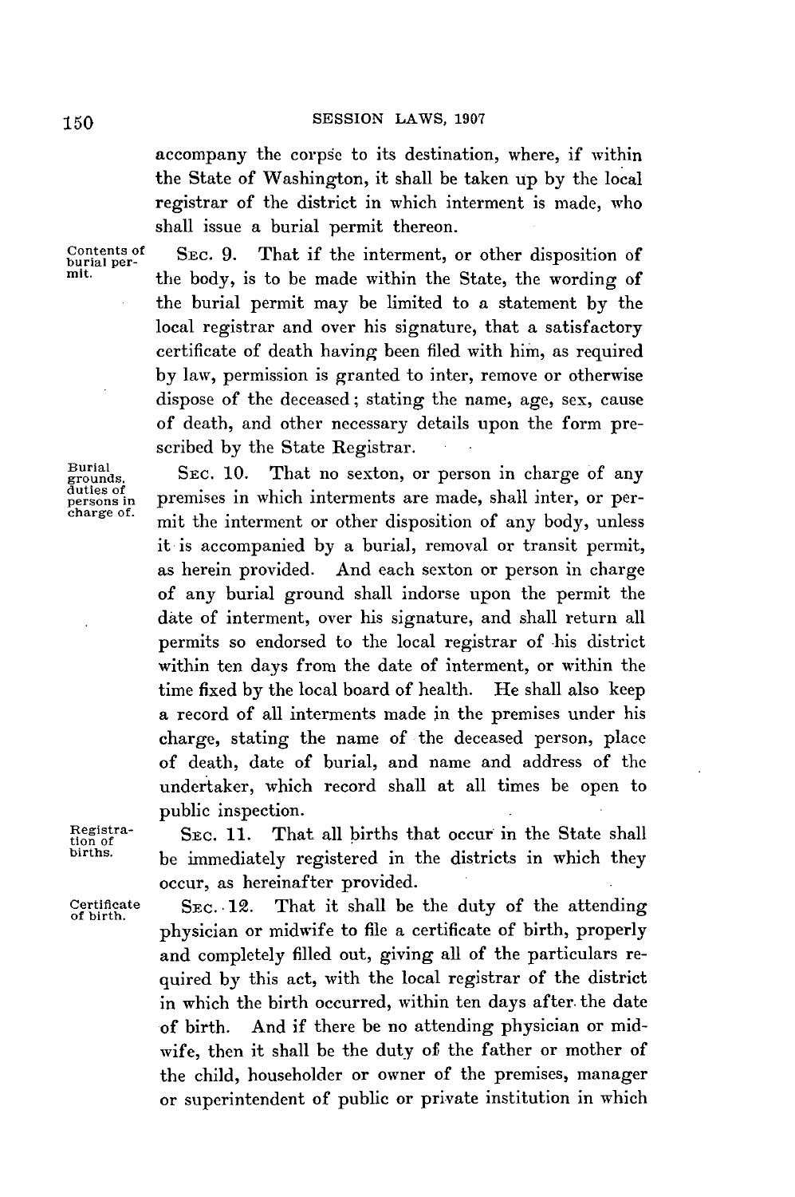accompany the corpse to its destination, where, if within the State of Washington, it shall be taken up by the local registrar of the district in which interment is made, who shall issue a burial permit thereon.

*Contents of burial permit.*

SEC. 9. That if the interment, or other disposition of the body, is to be made within the State, the wording of the burial permit may be limited to a statement by the local registrar and over his signature, that a satisfactory certificate of death having been filed with him, as required by law, permission is granted to inter, remove or otherwise dispose of the deceased; stating the name, age, sex, cause of death, and other necessary details upon the form prescribed by the State Registrar.

*Burial grounds, duties of persons in charge of.*

SEC. 10. That no sexton, or person in charge of any premises in which interments are made, shall inter, or permit the interment or other disposition of any body, unless it is accompanied by a burial, removal or transit permit, as herein provided. And each sexton or person in charge of any burial ground shall indorse upon the permit the date of interment, over his signature, and shall return all permits so endorsed to the local registrar of his district within ten days from the date of interment, or within the time fixed by the local board of health. He shall also keep a record of all interments made in the premises under his charge, stating the name of the deceased person, place of death, date of burial, and name and address of the undertaker, which record shall at all times be open to public inspection.

*Registration of births.*

SEC. 11. That all births that occur in the State shall be immediately registered in the districts in which they occur, as hereinafter provided.

*Certificate of birth.*

SEC. 12. That it shall be the duty of the attending physician or midwife to file a certificate of birth, properly and completely filled out, giving all of the particulars required by this act, with the local registrar of the district in which the birth occurred, within ten days after the date of birth. And if there be no attending physician or midwife, then it shall be the duty of the father or mother of the child, householder or owner of the premises, manager or superintendent of public or private institution in which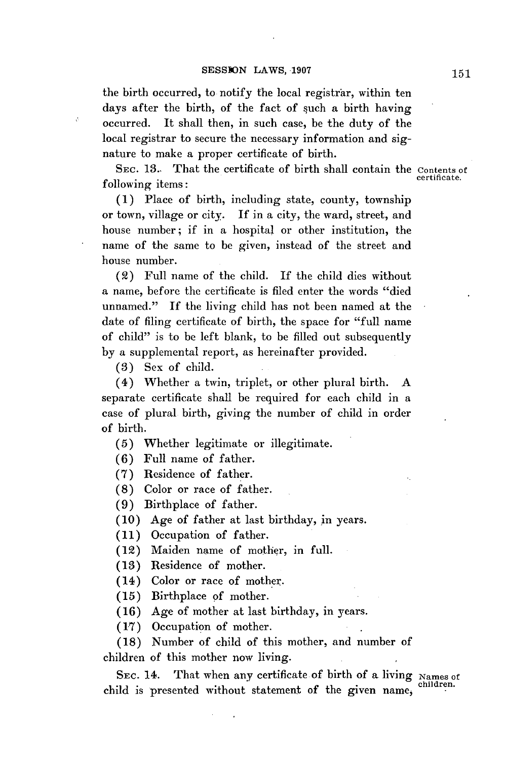the birth occurred, to notify the local registrar, within ten days after the birth, of the fact of such a birth having occurred. It shall then, in such case, be the duty of the local registrar to secure the necessary information and signature to make a proper certificate of birth.

SEC. 13. That the certificate of birth shall contain the following items: *Contents of certificate.*

(1) Place of birth, including state, county, township or town, village or city. If in a city, the ward, street, and house number; if in a hospital or other institution, the name of the same to be given, instead of the street and house number.

(2) Full name of the child. If the child dies without a name, before the certificate is filed enter the words "died unnamed." If the living child has not been named at the date of filing certificate of birth, the space for "full name of child" is to be left blank, to be filled out subsequently by a supplemental report, as hereinafter provided.

(3) Sex of child.

(4) Whether a twin, triplet, or other plural birth. A separate certificate shall be required for each child in a case of plural birth, giving the number of child in order of birth.

(5) Whether legitimate or illegitimate.

(6) Full name of father.

(7) Residence of father.

(8) Color or race of father.

(9) Birthplace of father.

(10) Age of father at last birthday, in years.

(11) Occupation of father.

(12) Maiden name of mother, in full.

(13) Residence of mother.

(14) Color or race of mother.

(15) Birthplace of mother.

(16) Age of mother at last birthday, in years.

(17) Occupation of mother.

(18) Number of child of this mother, and number of children of this mother now living.

SEC. 14. That when any certificate of birth of a living child is presented without statement of the given name, *Names of children.*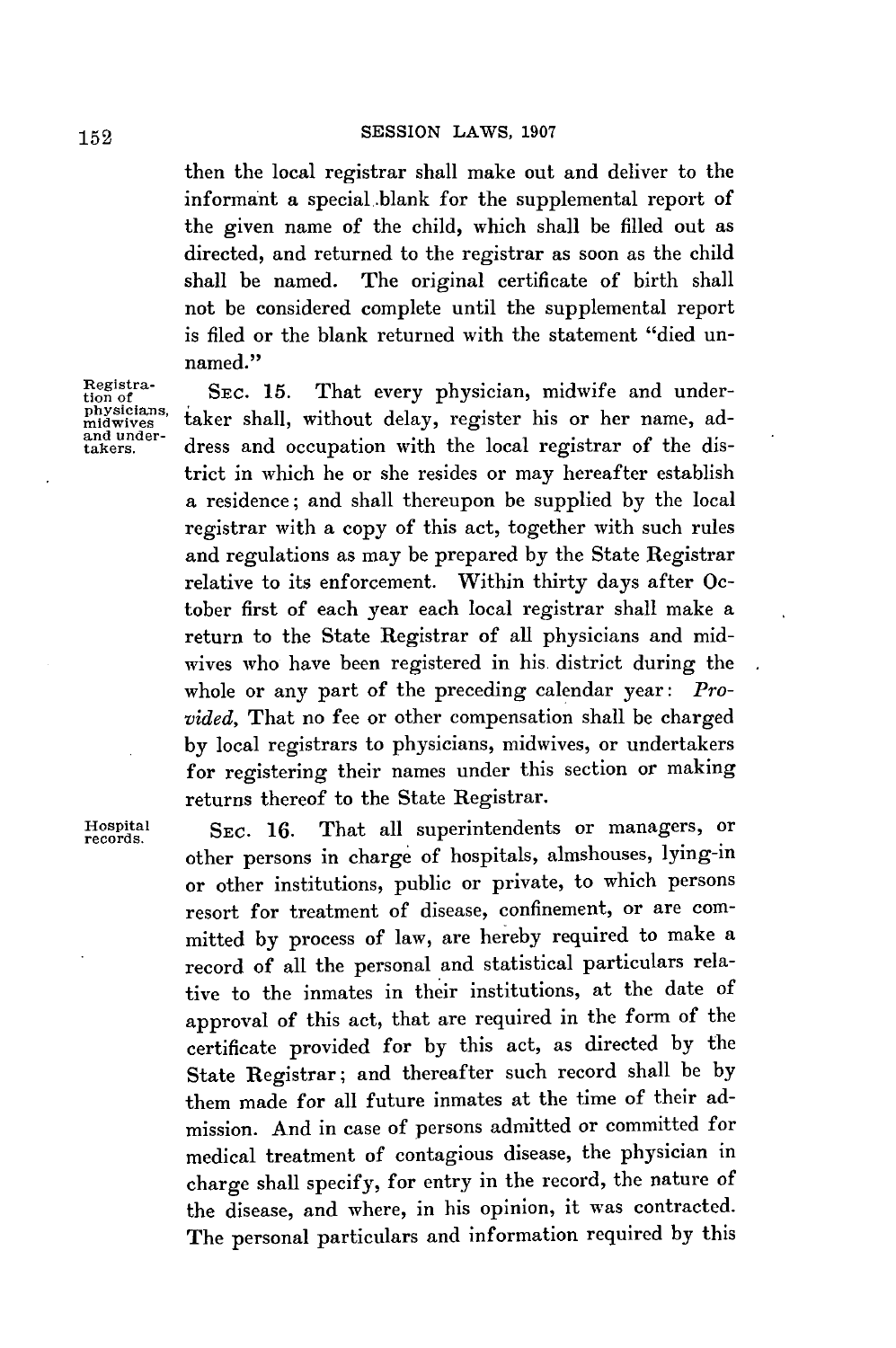then the local registrar shall make out and deliver to the informant a special blank for the supplemental report of the given name of the child, which shall be filled out as directed, and returned to the registrar as soon as the child shall be named. The original certificate of birth shall not be considered complete until the supplemental report is filed or the blank returned with the statement "died unnamed."

Registration of physicians, midwives and undertakers.

SEC. 15. That every physician, midwife and undertaker shall, without delay, register his or her name, address and occupation with the local registrar of the district in which he or she resides or may hereafter establish a residence; and shall thereupon be supplied by the local registrar with a copy of this act, together with such rules and regulations as may be prepared by the State Registrar relative to its enforcement. Within thirty days after October first of each year each local registrar shall make a return to the State Registrar of all physicians and midwives who have been registered in his district during the whole or any part of the preceding calendar year: *Provided,* That no fee or other compensation shall be charged by local registrars to physicians, midwives, or undertakers for registering their names under this section or making returns thereof to the State Registrar.

Hospital records.

SEC. 16. That all superintendents or managers, or other persons in charge of hospitals, almshouses, lying-in or other institutions, public or private, to which persons resort for treatment of disease, confinement, or are committed by process of law, are hereby required to make a record of all the personal and statistical particulars relative to the inmates in their institutions, at the date of approval of this act, that are required in the form of the certificate provided for by this act, as directed by the State Registrar; and thereafter such record shall be by them made for all future inmates at the time of their admission. And in case of persons admitted or committed for medical treatment of contagious disease, the physician in charge shall specify, for entry in the record, the nature of the disease, and where, in his opinion, it was contracted. The personal particulars and information required by this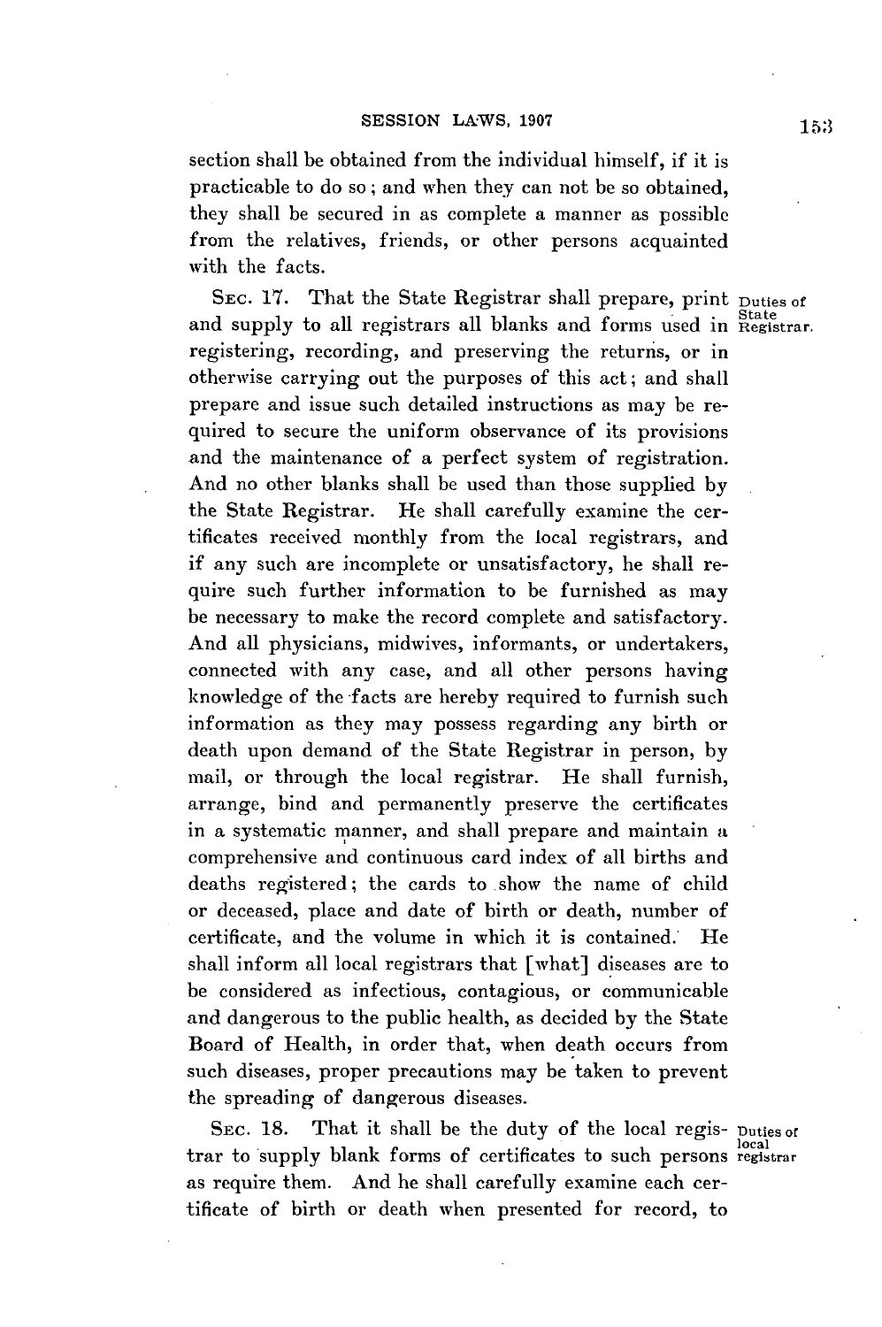section shall be obtained from the individual himself, if it is practicable to do so; and when they can not be so obtained, they shall be secured in as complete a manner as possible from the relatives, friends, or other persons acquainted with the facts.

SEC. 17. That the State Registrar shall prepare, print and supply to all registrars all blanks and forms used in registering, recording, and preserving the returns, or in otherwise carrying out the purposes of this act; and shall prepare and issue such detailed instructions as may be required to secure the uniform observance of its provisions and the maintenance of a perfect system of registration. And no other blanks shall be used than those supplied by the State Registrar. He shall carefully examine the certificates received monthly from the local registrars, and if any such are incomplete or unsatisfactory, he shall require such further information to be furnished as may be necessary to make the record complete and satisfactory. And all physicians, midwives, informants, or undertakers, connected with any case, and all other persons having knowledge of the facts are hereby required to furnish such information as they may possess regarding any birth or death upon demand of the State Registrar in person, by mail, or through the local registrar. He shall furnish, arrange, bind and permanently preserve the certificates in a systematic manner, and shall prepare and maintain a comprehensive and continuous card index of all births and deaths registered; the cards to show the name of child or deceased, place and date of birth or death, number of certificate, and the volume in which it is contained. He shall inform all local registrars that [what] diseases are to be considered as infectious, contagious, or communicable and dangerous to the public health, as decided by the State Board of Health, in order that, when death occurs from such diseases, proper precautions may be taken to prevent the spreading of dangerous diseases.

Duties of State Registrar.

SEC. 18. That it shall be the duty of the local registrar to supply blank forms of certificates to such persons as require them. And he shall carefully examine each certificate of birth or death when presented for record, to

Duties of local registrar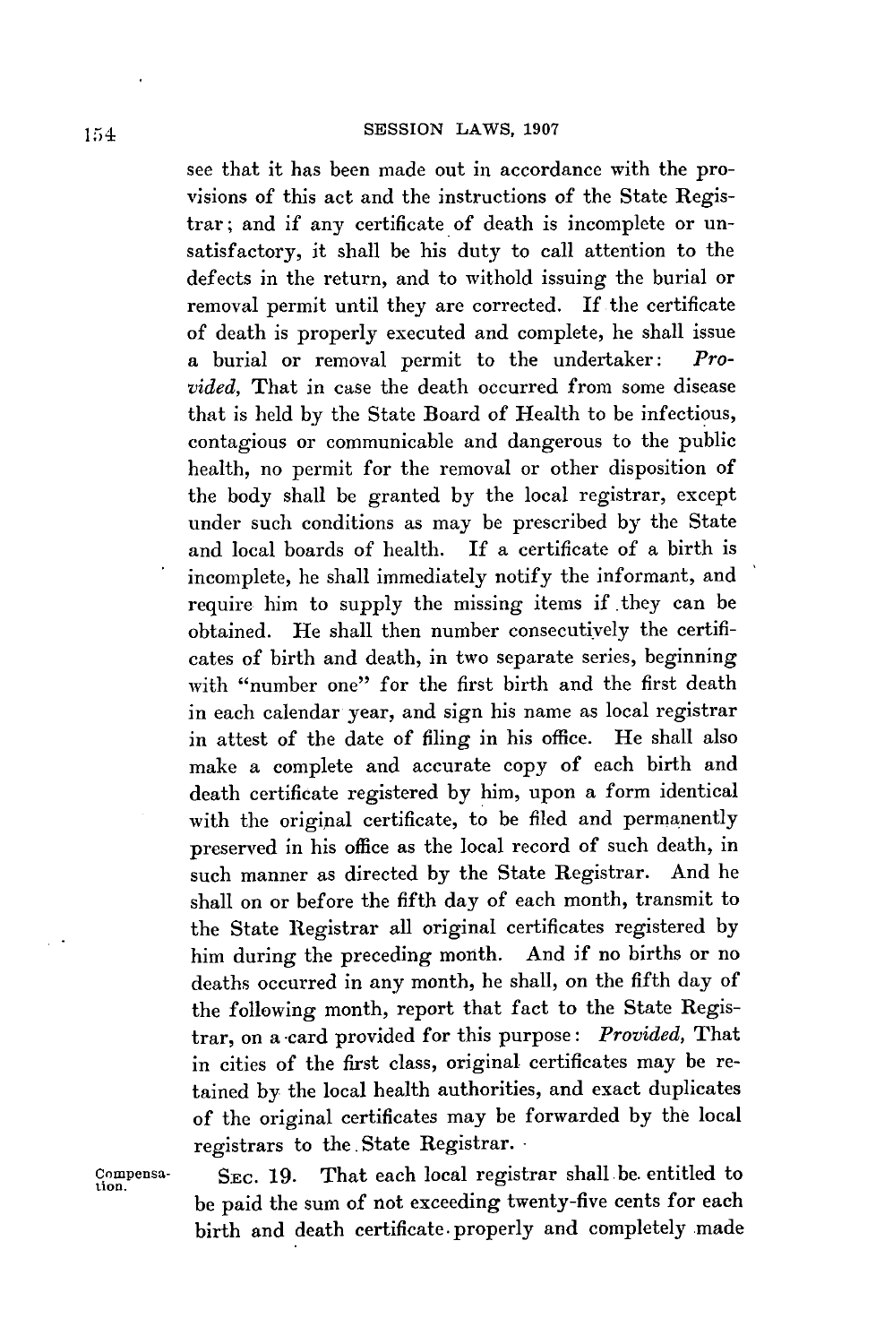see that it has been made out in accordance with the provisions of this act and the instructions of the State Registrar; and if any certificate of death is incomplete or unsatisfactory, it shall be his duty to call attention to the defects in the return, and to withold issuing the burial or removal permit until they are corrected. If the certificate of death is properly executed and complete, he shall issue a burial or removal permit to the undertaker: *Provided,* That in case the death occurred from some disease that is held by the State Board of Health to be infectious, contagious or communicable and dangerous to the public health, no permit for the removal or other disposition of the body shall be granted by the local registrar, except under such conditions as may be prescribed by the State and local boards of health. If a certificate of a birth is incomplete, he shall immediately notify the informant, and require him to supply the missing items if they can be obtained. He shall then number consecutively the certificates of birth and death, in two separate series, beginning with "number one" for the first birth and the first death in each calendar year, and sign his name as local registrar in attest of the date of filing in his office. He shall also make a complete and accurate copy of each birth and death certificate registered by him, upon a form identical with the original certificate, to be filed and permanently preserved in his office as the local record of such death, in such manner as directed by the State Registrar. And he shall on or before the fifth day of each month, transmit to the State Registrar all original certificates registered by him during the preceding month. And if no births or no deaths occurred in any month, he shall, on the fifth day of the following month, report that fact to the State Registrar, on a card provided for this purpose: *Provided,* That in cities of the first class, original certificates may be retained by the local health authorities, and exact duplicates of the original certificates may be forwarded by the local registrars to the State Registrar.

Compensation.

SEC. 19. That each local registrar shall be entitled to be paid the sum of not exceeding twenty-five cents for each birth and death certificate properly and completely made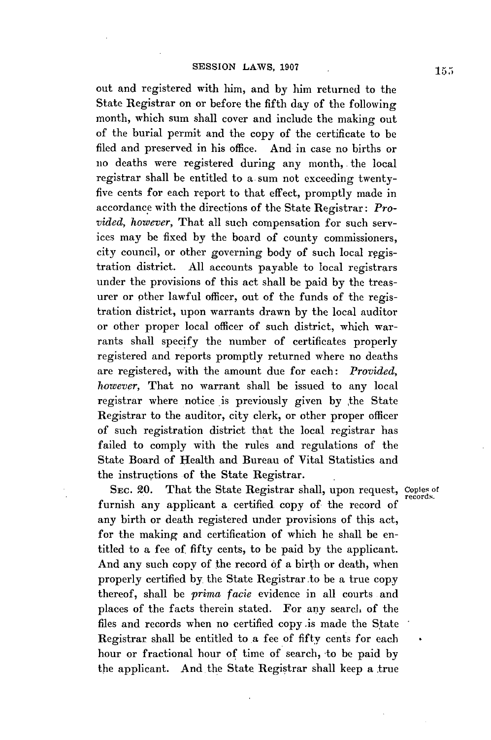out and registered with him, and by him returned to the State Registrar on or before the fifth day of the following month, which sum shall cover and include the making out of the burial permit and the copy of the certificate to be filed and preserved in his office. And in case no births or no deaths were registered during any month, the local registrar shall be entitled to a sum not exceeding twenty-five cents for each report to that effect, promptly made in accordance with the directions of the State Registrar: *Provided, however,* That all such compensation for such services may be fixed by the board of county commissioners, city council, or other governing body of such local registration district. All accounts payable to local registrars under the provisions of this act shall be paid by the treasurer or other lawful officer, out of the funds of the registration district, upon warrants drawn by the local auditor or other proper local officer of such district, which warrants shall specify the number of certificates properly registered and reports promptly returned where no deaths are registered, with the amount due for each: *Provided, however,* That no warrant shall be issued to any local registrar where notice is previously given by the State Registrar to the auditor, city clerk, or other proper officer of such registration district that the local registrar has failed to comply with the rules and regulations of the State Board of Health and Bureau of Vital Statistics and the instructions of the State Registrar.

Copies of records.

SEC. 20. That the State Registrar shall, upon request, furnish any applicant a certified copy of the record of any birth or death registered under provisions of this act, for the making and certification of which he shall be entitled to a fee of fifty cents, to be paid by the applicant. And any such copy of the record of a birth or death, when properly certified by the State Registrar to be a true copy thereof, shall be *prima facie* evidence in all courts and places of the facts therein stated. For any search of the files and records when no certified copy is made the State Registrar shall be entitled to a fee of fifty cents for each hour or fractional hour of time of search, to be paid by the applicant. And the State Registrar shall keep a true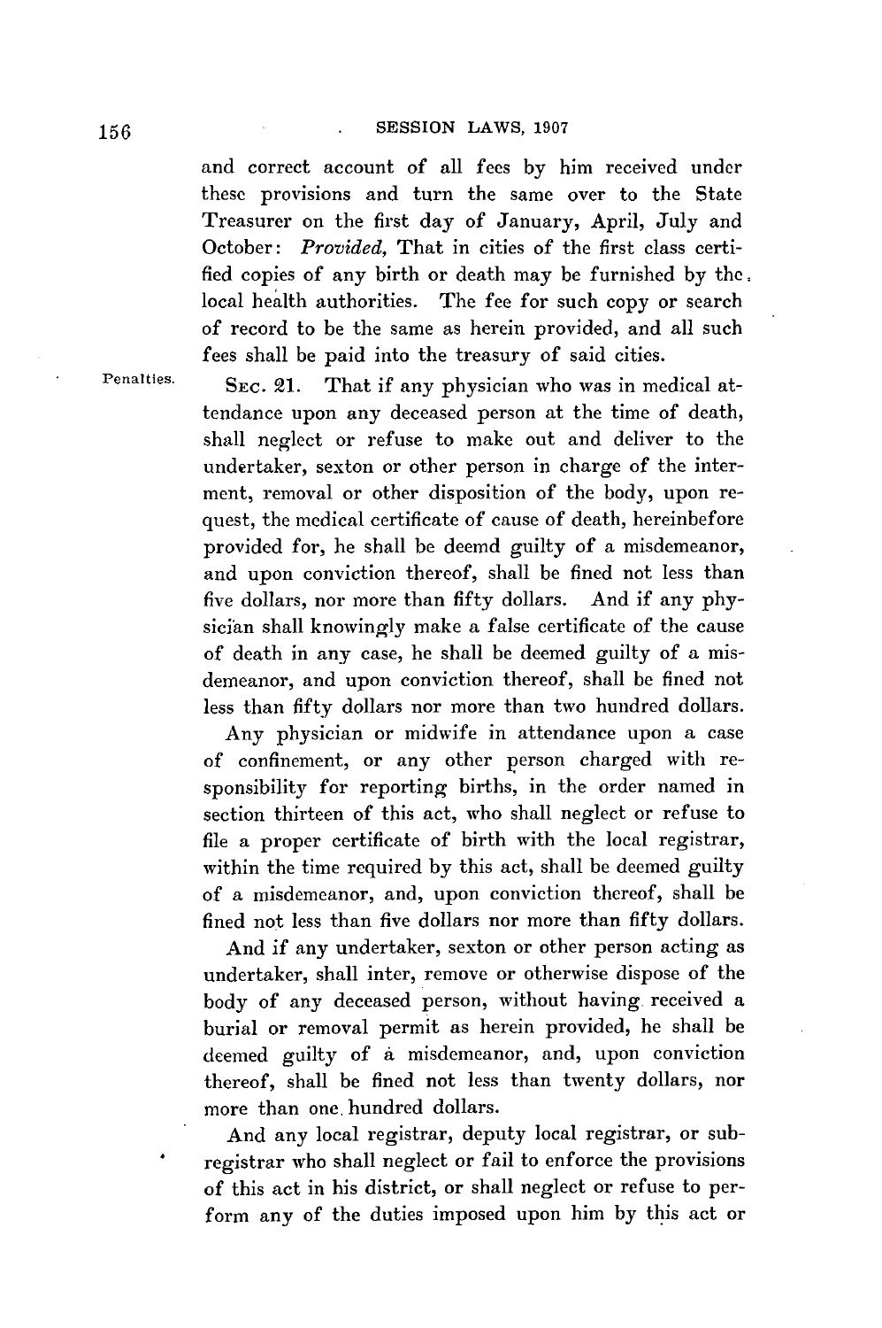and correct account of all fees by him received under these provisions and turn the same over to the State Treasurer on the first day of January, April, July and October: *Provided,* That in cities of the first class certified copies of any birth or death may be furnished by the local health authorities. The fee for such copy or search of record to be the same as herein provided, and all such fees shall be paid into the treasury of said cities.

Penalties.

SEC. 21. That if any physician who was in medical attendance upon any deceased person at the time of death, shall neglect or refuse to make out and deliver to the undertaker, sexton or other person in charge of the interment, removal or other disposition of the body, upon request, the medical certificate of cause of death, hereinbefore provided for, he shall be deemd guilty of a misdemeanor, and upon conviction thereof, shall be fined not less than five dollars, nor more than fifty dollars. And if any physician shall knowingly make a false certificate of the cause of death in any case, he shall be deemed guilty of a misdemeanor, and upon conviction thereof, shall be fined not less than fifty dollars nor more than two hundred dollars.

Any physician or midwife in attendance upon a case of confinement, or any other person charged with responsibility for reporting births, in the order named in section thirteen of this act, who shall neglect or refuse to file a proper certificate of birth with the local registrar, within the time required by this act, shall be deemed guilty of a misdemeanor, and, upon conviction thereof, shall be fined not less than five dollars nor more than fifty dollars.

And if any undertaker, sexton or other person acting as undertaker, shall inter, remove or otherwise dispose of the body of any deceased person, without having received a burial or removal permit as herein provided, he shall be deemed guilty of a misdemeanor, and, upon conviction thereof, shall be fined not less than twenty dollars, nor more than one hundred dollars.

And any local registrar, deputy local registrar, or subregistrar who shall neglect or fail to enforce the provisions of this act in his district, or shall neglect or refuse to perform any of the duties imposed upon him by this act or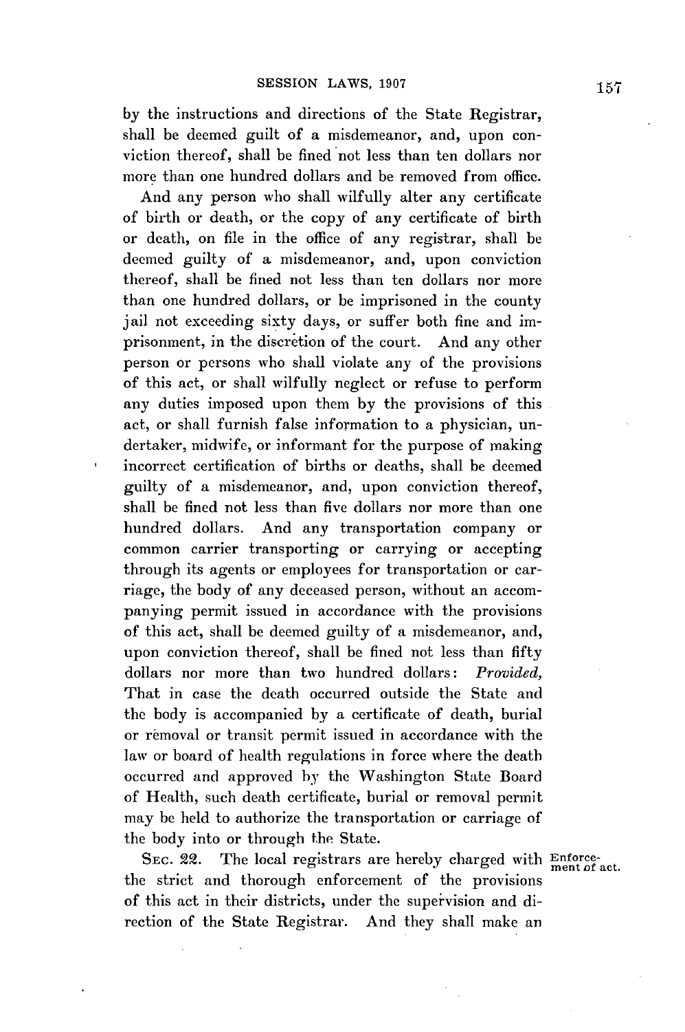by the instructions and directions of the State Registrar, shall be deemed guilt of a misdemeanor, and, upon conviction thereof, shall be fined not less than ten dollars nor more than one hundred dollars and be removed from office.

And any person who shall wilfully alter any certificate of birth or death, or the copy of any certificate of birth or death, on file in the office of any registrar, shall be deemed guilty of a misdemeanor, and, upon conviction thereof, shall be fined not less than ten dollars nor more than one hundred dollars, or be imprisoned in the county jail not exceeding sixty days, or suffer both fine and imprisonment, in the discretion of the court. And any other person or persons who shall violate any of the provisions of this act, or shall wilfully neglect or refuse to perform any duties imposed upon them by the provisions of this act, or shall furnish false information to a physician, undertaker, midwife, or informant for the purpose of making incorrect certification of births or deaths, shall be deemed guilty of a misdemeanor, and, upon conviction thereof, shall be fined not less than five dollars nor more than one hundred dollars. And any transportation company or common carrier transporting or carrying or accepting through its agents or employees for transportation or carriage, the body of any deceased person, without an accompanying permit issued in accordance with the provisions of this act, shall be deemed guilty of a misdemeanor, and, upon conviction thereof, shall be fined not less than fifty dollars nor more than two hundred dollars: *Provided,* That in case the death occurred outside the State and the body is accompanied by a certificate of death, burial or removal or transit permit issued in accordance with the law or board of health regulations in force where the death occurred and approved by the Washington State Board of Health, such death certificate, burial or removal permit may be held to authorize the transportation or carriage of the body into or through the State.

SEC. 22. The local registrars are hereby charged with the strict and thorough enforcement of the provisions of this act in their districts, under the supervision and direction of the State Registrar. And they shall make an

Enforcement of act.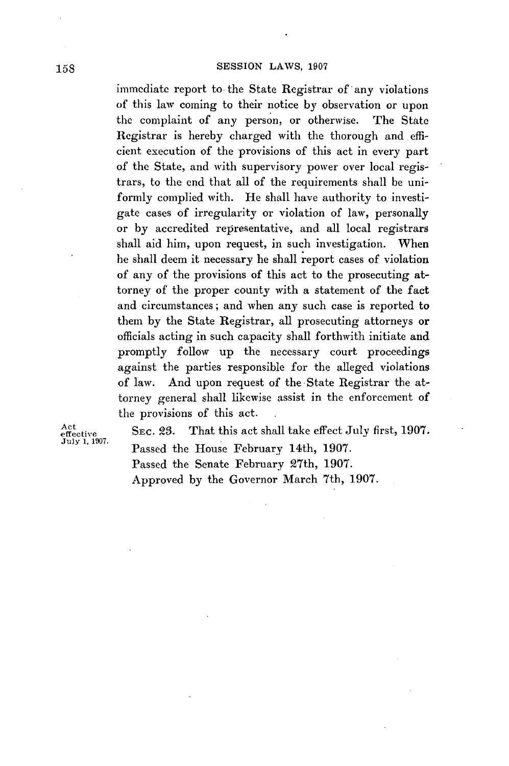immediate report to the State Registrar of any violations of this law coming to their notice by observation or upon the complaint of any person, or otherwise. The State Registrar is hereby charged with the thorough and efficient execution of the provisions of this act in every part of the State, and with supervisory power over local registrars, to the end that all of the requirements shall be uniformly complied with. He shall have authority to investigate cases of irregularity or violation of law, personally or by accredited representative, and all local registrars shall aid him, upon request, in such investigation. When he shall deem it necessary he shall report cases of violation of any of the provisions of this act to the prosecuting attorney of the proper county with a statement of the fact and circumstances; and when any such case is reported to them by the State Registrar, all prosecuting attorneys or officials acting in such capacity shall forthwith initiate and promptly follow up the necessary court proceedings against the parties responsible for the alleged violations of law. And upon request of the State Registrar the attorney general shall likewise assist in the enforcement of the provisions of this act.

Act effective July 1, 1907.

SEC. 23. That this act shall take effect July first, 1907.

Passed the House February 14th, 1907.

Passed the Senate February 27th, 1907.

Approved by the Governor March 7th, 1907.